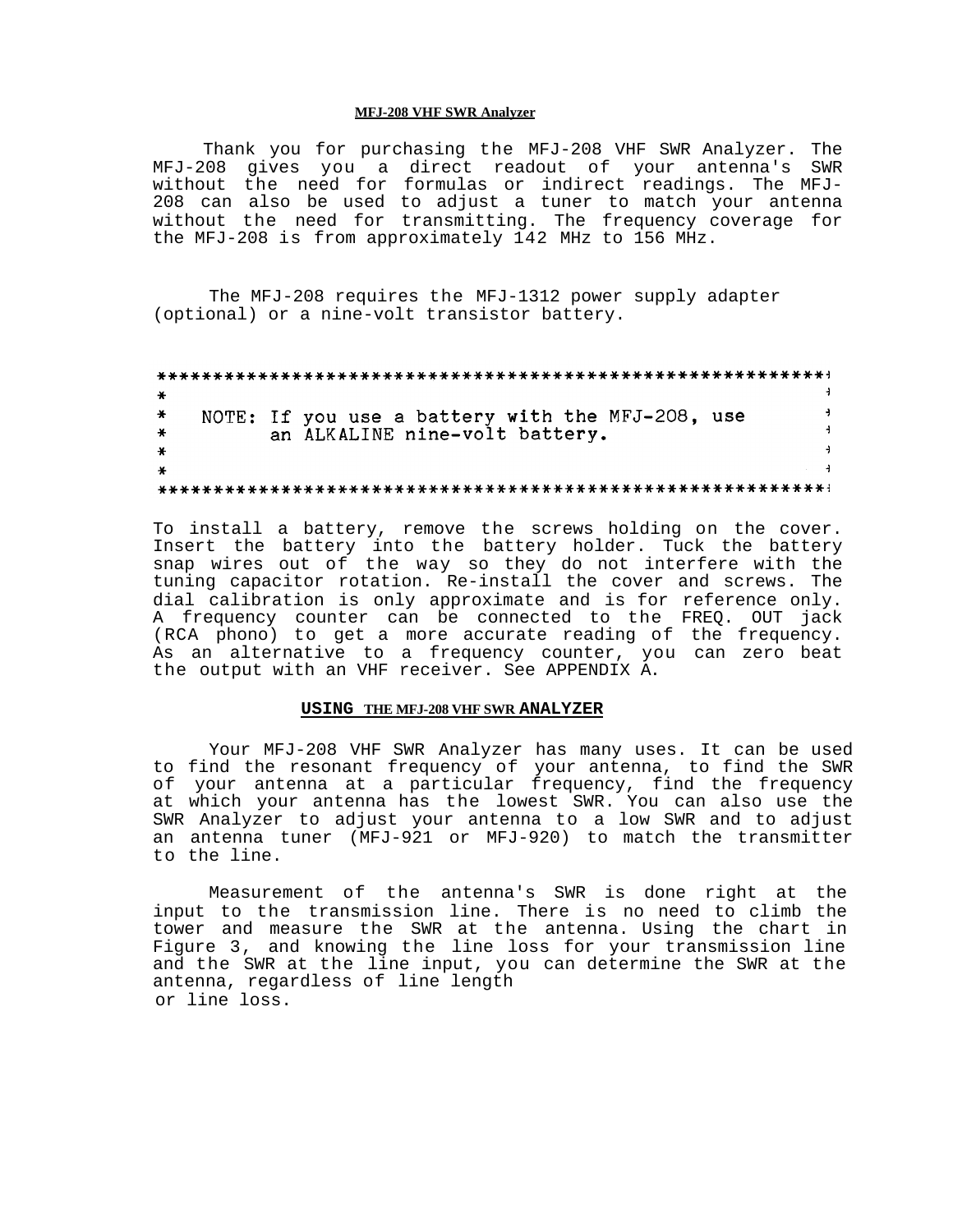# MFJ-208 VHF SWR Analyzer

Thank you for purchasing the MFJ-208 VHF SWR Analyzer. The MFJ-208 gives you a direct readout of your antenna's SWR without the need for formulas or indirect readings. The MFJ-208 can also be used to adjust a tuner to match your antenna without the need for transmitting. The frequency coverage for the MFJ-208 is from approximately 142 MHz to 156 MHz.

The MFJ-208 requires the MFJ-1312 power supply adapter (optional) or a nine-volt transistor battery.

> **NOTE:** If you use a battery with the MFJ-208, use an ALKALINE nine-volt battery.

To install a battery, remove the screws holding on the cover. Insert the battery into the battery holder. Tuck the battery snap wires out of the way so they do not interfere with the tuning capacitor rotation. Re-install the cover and screws. The dial calibration is only approximate and is for reference only. A frequency counter can be connected to the FREQ. OUT jack (RCA phono) to get a more accurate reading of the frequency. As an alternative to a frequency counter, you can zero beat the output with an VHF receiver. See APPENDIX A.

## USING THE MFJ-208 VHF SWR ANALYZER

Your MFJ-208 VHF SWR Analyzer has many uses. It can be used to find the resonant frequency of your antenna, to find the SWR of your antenna at a particular frequency, find the frequency at which your antenna has the lowest SWR. You can also use the SWR Analyzer to adjust your antenna to a low SWR and to adjust an antenna tuner (MFJ-921 or MFJ-920) to match the transmitter to the line.

Measurement of the antenna's SWR is done right at the input to the transmission line. There is no need to climb the tower and measure the SWR at the antenna. Using the chart in Figure 3, and knowing the line loss for your transmission line and the SWR at the line input, you can determine the SWR at the antenna, regardless of line length or line loss.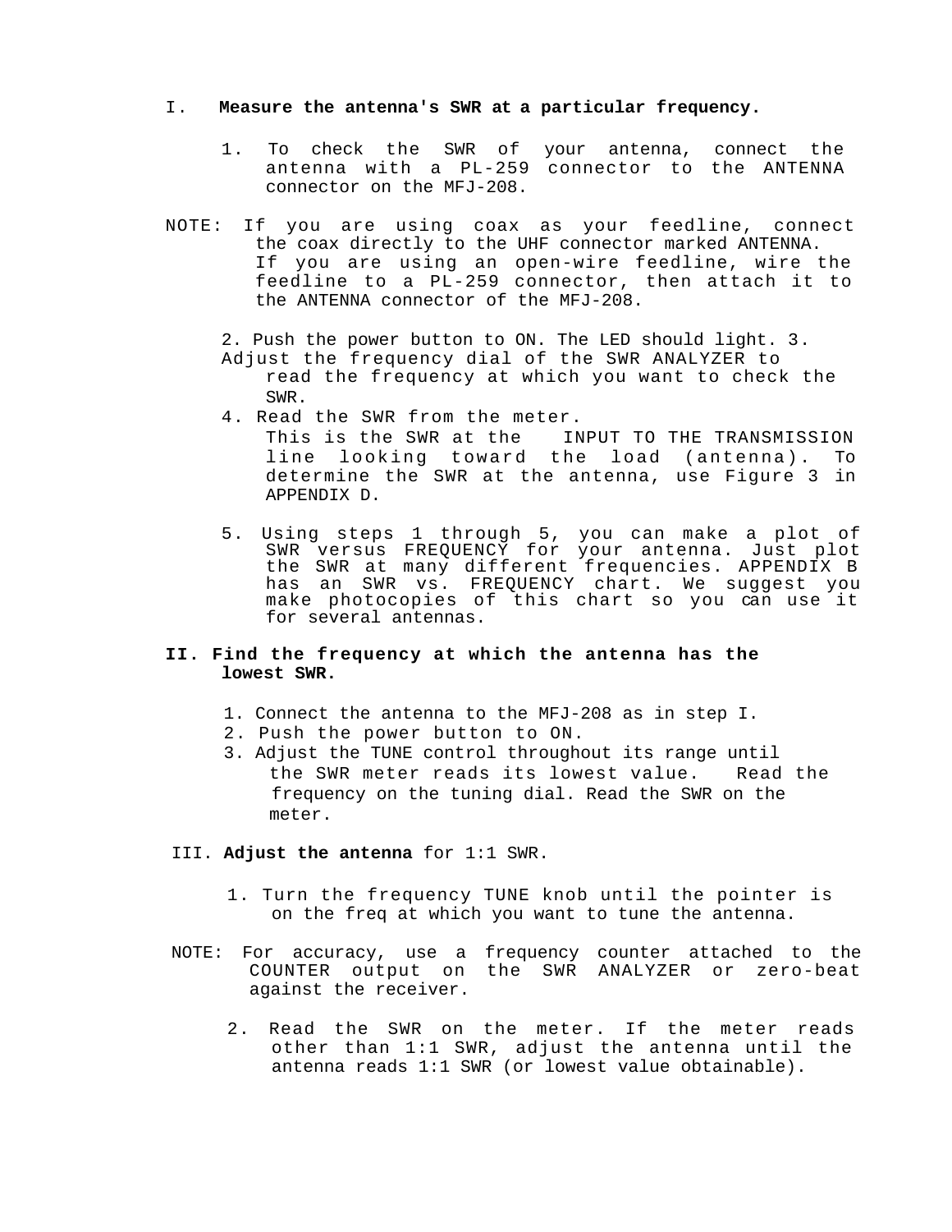## I. Measure the antenna's SWR at a particular frequency.

1. To check the SWR of your antenna, connect the antenna with a PL-259 connector to the ANTENNA connector on the MFJ-208.

NOTE: If you are using coax as your feedline, connect the coax directly to the UHF connector marked ANTENNA. If you are using an open-wire feedline, wire the feedline to a PL-259 connector, then attach it to the ANTENNA connector of the MFJ-208.

2. Push the power button to ON. The LED should light. 3. Adjust the frequency dial of the SWR ANALYZER to read the frequency at which you want to check the SWR.
4. Read the SWR from the meter. This is the SWR at the INPUT TO THE TRANSMISSION line looking toward the load (antenna). To determine the SWR at the antenna, use Figure 3 in APPENDIX D.

5. Using steps 1 through 5, you can make a plot of SWR versus FREQUENCY for your antenna. Just plot the SWR at many different frequencies. APPENDIX B has an SWR vs. FREQUENCY chart. We suggest you make photocopies of this chart so you can use it for several antennas.

## II. Find the frequency at which the antenna has the lowest SWR.

1. Connect the antenna to the MFJ-208 as in step I.
2. Push the power button to ON.
3. Adjust the TUNE control throughout its range until the SWR meter reads its lowest value. Read the frequency on the tuning dial. Read the SWR on the meter.

## III. **Adjust the antenna** for 1:1 SWR.

1. Turn the frequency TUNE knob until the pointer is on the freq at which you want to tune the antenna.

NOTE: For accuracy, use a frequency counter attached to the COUNTER output on the SWR ANALYZER or zero-beat against the receiver.

2. Read the SWR on the meter. If the meter reads other than 1:1 SWR, adjust the antenna until the antenna reads 1:1 SWR (or lowest value obtainable).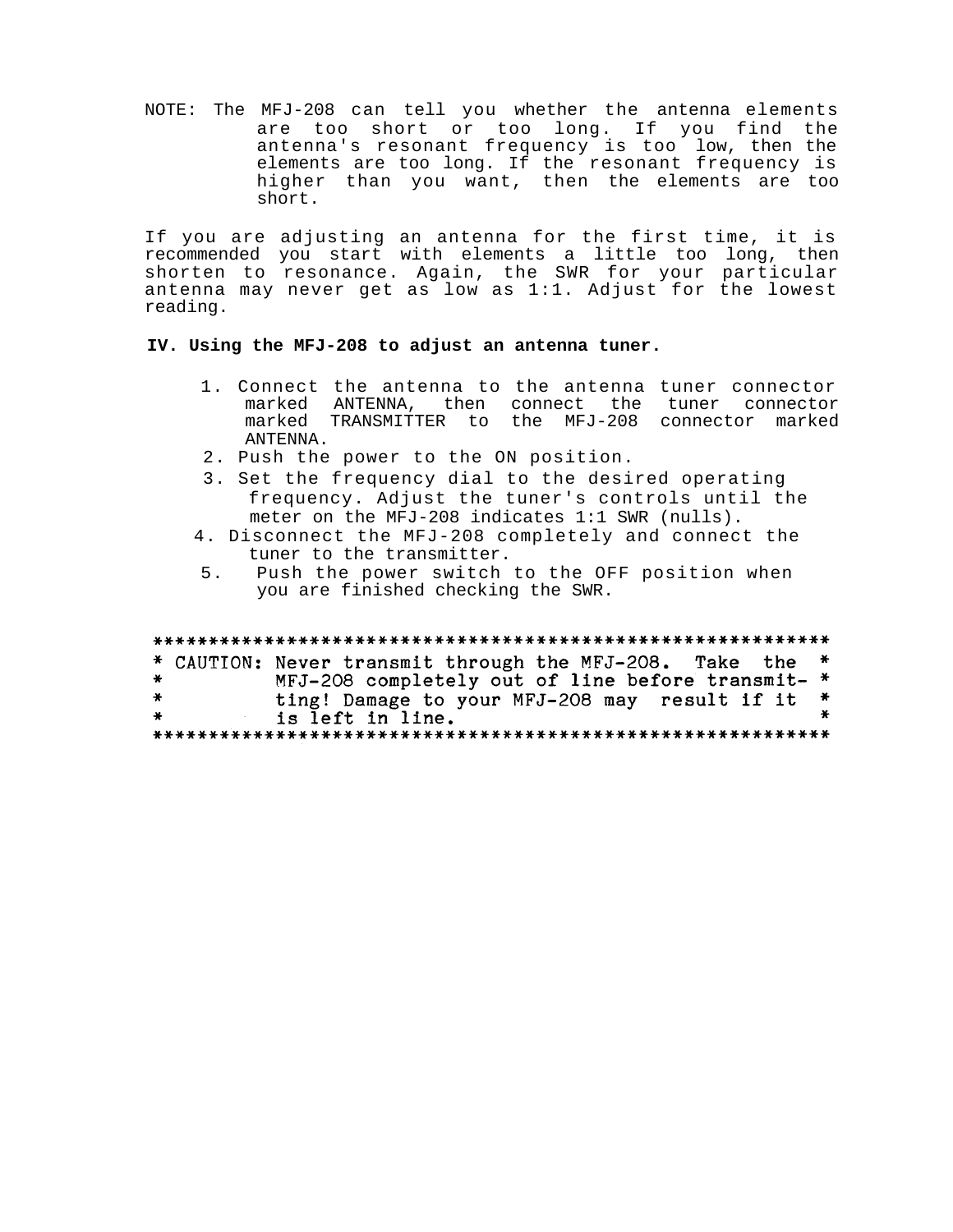NOTE: The MFJ-208 can tell you whether the antenna elements are too short or too long. If you find the antenna's resonant frequency is too low, then the elements are too long. If the resonant frequency is higher than you want, then the elements are too short.

If you are adjusting an antenna for the first time, it is recommended you start with elements a little too long, then shorten to resonance. Again, the SWR for your particular antenna may never get as low as 1:1. Adjust for the lowest reading.

**IV. Using the MFJ-208 to adjust an antenna tuner.**

1. Connect the antenna to the antenna tuner connector marked ANTENNA, then connect the tuner connector marked TRANSMITTER to the MFJ-208 connector marked ANTENNA.
2. Push the power to the ON position.
3. Set the frequency dial to the desired operating frequency. Adjust the tuner's controls until the meter on the MFJ-208 indicates 1:1 SWR (nulls).
4. Disconnect the MFJ-208 completely and connect the tuner to the transmitter.
5. Push the power switch to the OFF position when you are finished checking the SWR.

```
************************************************************
* CAUTION: Never transmit through the MFJ-208.  Take  the  *
*          MFJ-208 completely out of line before transmit- *
*          ting! Damage to your MFJ-208 may  result if it  *
*          is left in line.                                *
************************************************************
```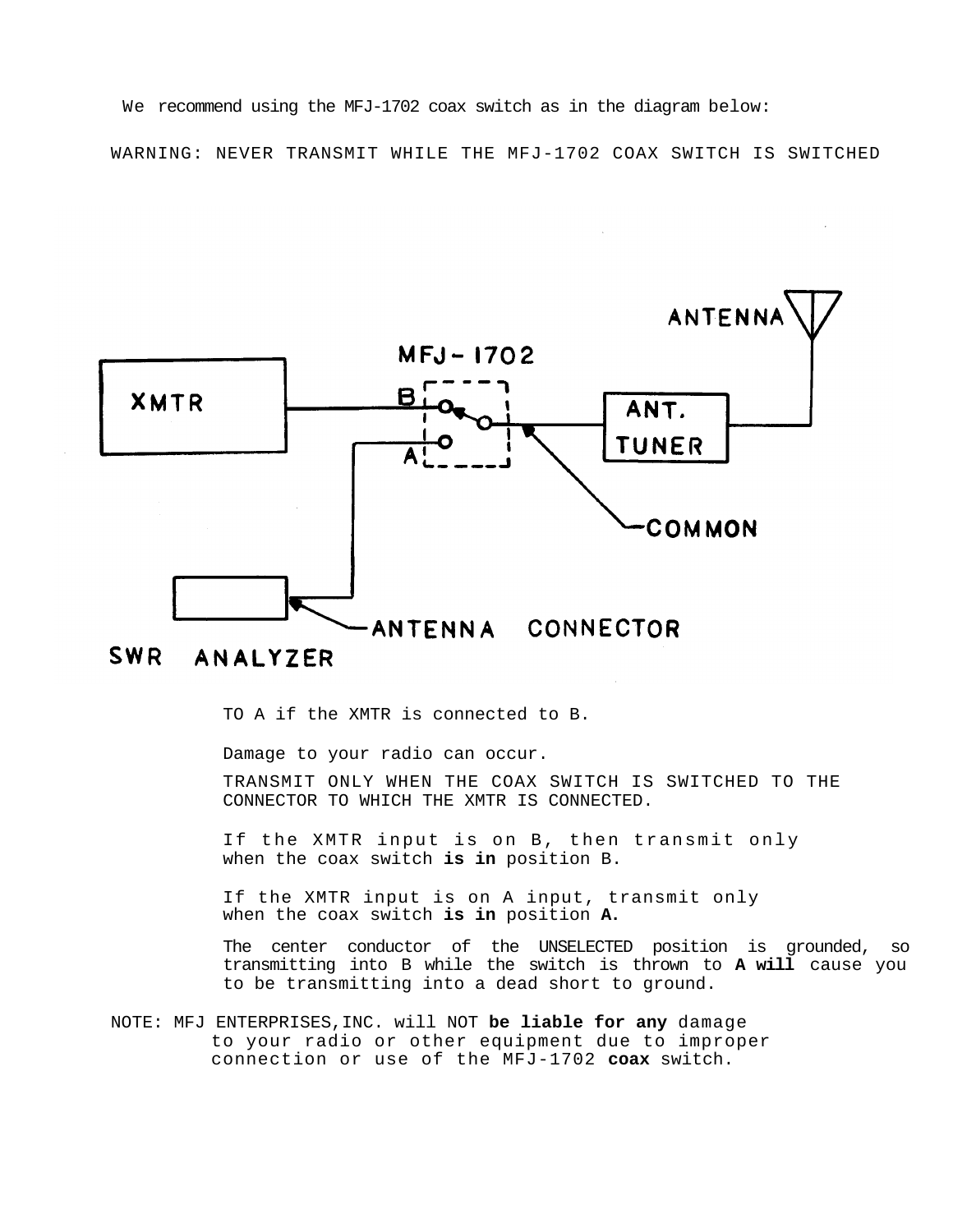We recommend using the MFJ-1702 coax switch as in the diagram below:

WARNING: NEVER TRANSMIT WHILE THE MFJ-1702 COAX SWITCH IS SWITCHED

ANTENNA

MFJ-1702

XMTR

B

A

ANT. TUNER

COMMON

SWR ANALYZER

ANTENNA CONNECTOR

TO A if the XMTR is connected to B.

Damage to your radio can occur.

TRANSMIT ONLY WHEN THE COAX SWITCH IS SWITCHED TO THE CONNECTOR TO WHICH THE XMTR IS CONNECTED.

If the XMTR input is on B, then transmit only when the coax switch **is in** position B.

If the XMTR input is on A input, transmit only when the coax switch **is in** position **A.**

The center conductor of the UNSELECTED position is grounded, so transmitting into B while the switch is thrown to **A will** cause you to be transmitting into a dead short to ground.

NOTE: MFJ ENTERPRISES,INC. will NOT **be liable for any** damage to your radio or other equipment due to improper connection or use of the MFJ-1702 **coax** switch.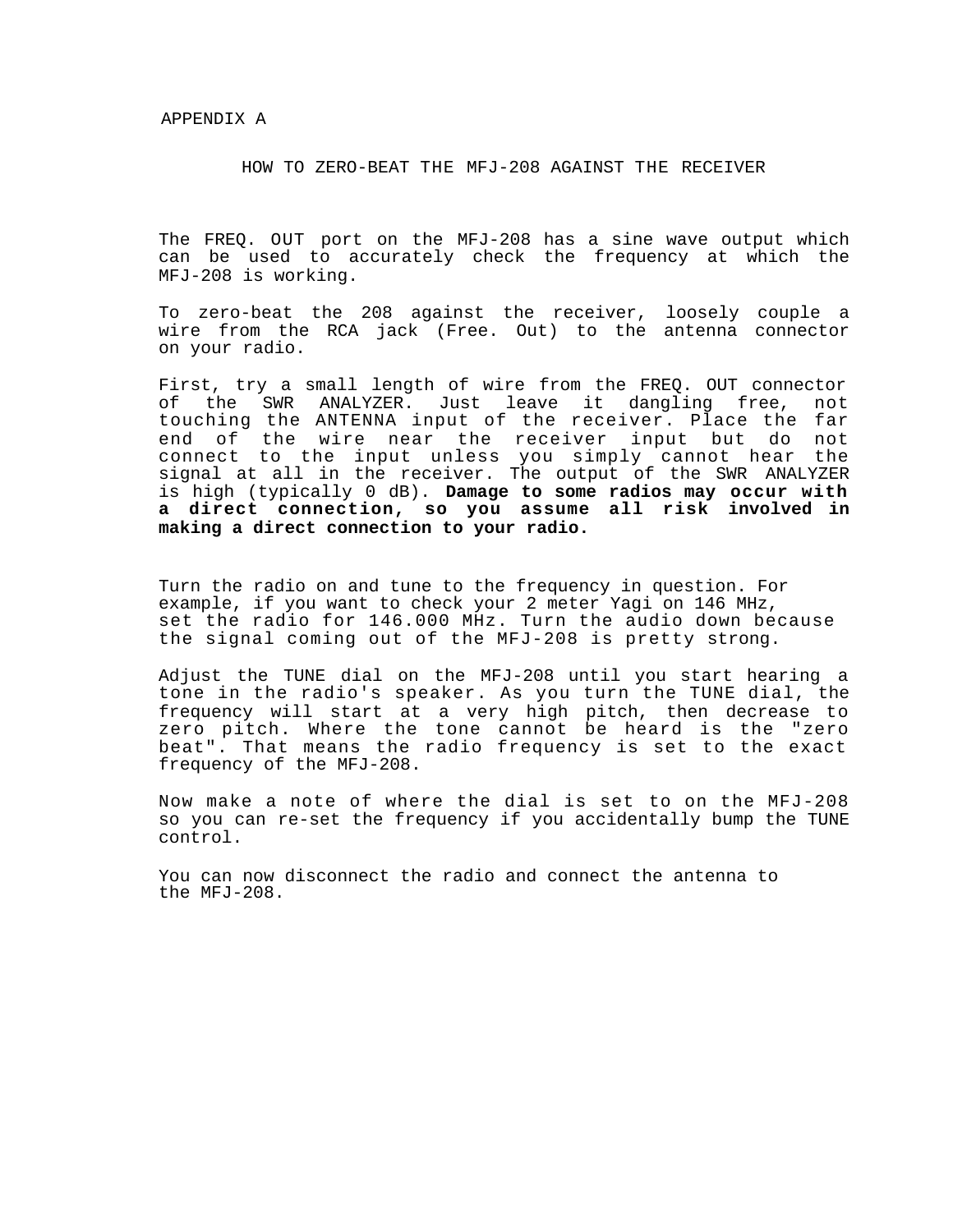# APPENDIX A

## HOW TO ZERO-BEAT THE MFJ-208 AGAINST THE RECEIVER

The FREQ. OUT port on the MFJ-208 has a sine wave output which can be used to accurately check the frequency at which the MFJ-208 is working.

To zero-beat the 208 against the receiver, loosely couple a wire from the RCA jack (Free. Out) to the antenna connector on your radio.

First, try a small length of wire from the FREQ. OUT connector of the SWR ANALYZER. Just leave it dangling free, not touching the ANTENNA input of the receiver. Place the far end of the wire near the receiver input but do not connect to the input unless you simply cannot hear the signal at all in the receiver. The output of the SWR ANALYZER is high (typically 0 dB). **Damage to some radios may occur with a direct connection, so you assume all risk involved in making a direct connection to your radio.**

Turn the radio on and tune to the frequency in question. For example, if you want to check your 2 meter Yagi on 146 MHz, set the radio for 146.000 MHz. Turn the audio down because the signal coming out of the MFJ-208 is pretty strong.

Adjust the TUNE dial on the MFJ-208 until you start hearing a tone in the radio's speaker. As you turn the TUNE dial, the frequency will start at a very high pitch, then decrease to zero pitch. Where the tone cannot be heard is the "zero beat". That means the radio frequency is set to the exact frequency of the MFJ-208.

Now make a note of where the dial is set to on the MFJ-208 so you can re-set the frequency if you accidentally bump the TUNE control.

You can now disconnect the radio and connect the antenna to the MFJ-208.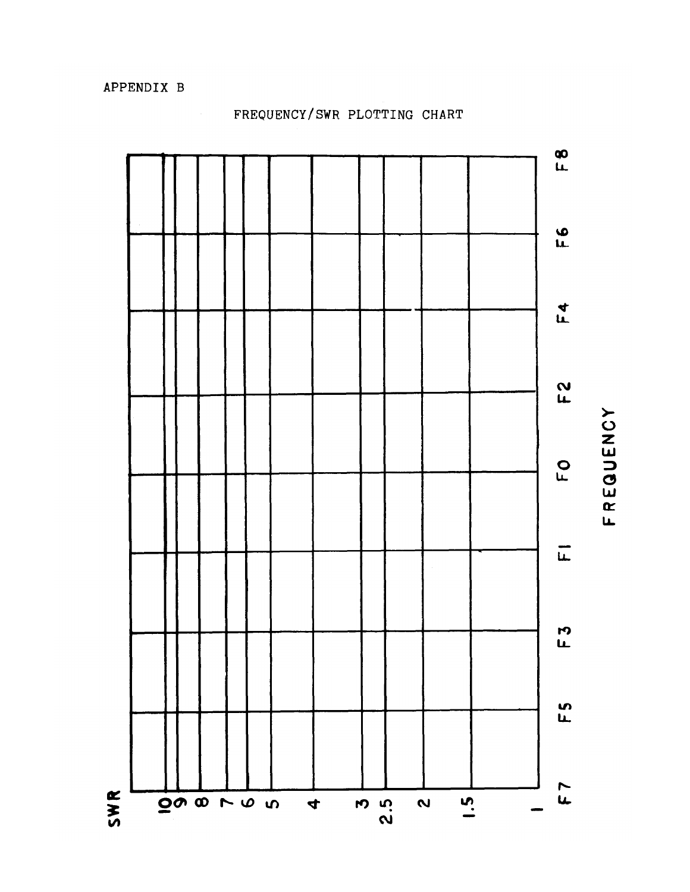APPENDIX B

## FREQUENCY/SWR PLOTTING CHART

| SWR | F7 | F5 | F3 | F1 | F0 | F2 | F4 | F6 | F8 |
|---|---|---|---|---|---|---|---|---|---|
| 10 | | | | | | | | | |
| 9 | | | | | | | | | |
| 8 | | | | | | | | | |
| 7 | | | | | | | | | |
| 6 | | | | | | | | | |
| 5 | | | | | | | | | |
| 4 | | | | | | | | | |
| 3 | | | | | | | | | |
| 2.5 | | | | | | | | | |
| 2 | | | | | | | | | |
| 1.5 | | | | | | | | | |
| 1 | | | | | | | | | |

FREQUENCY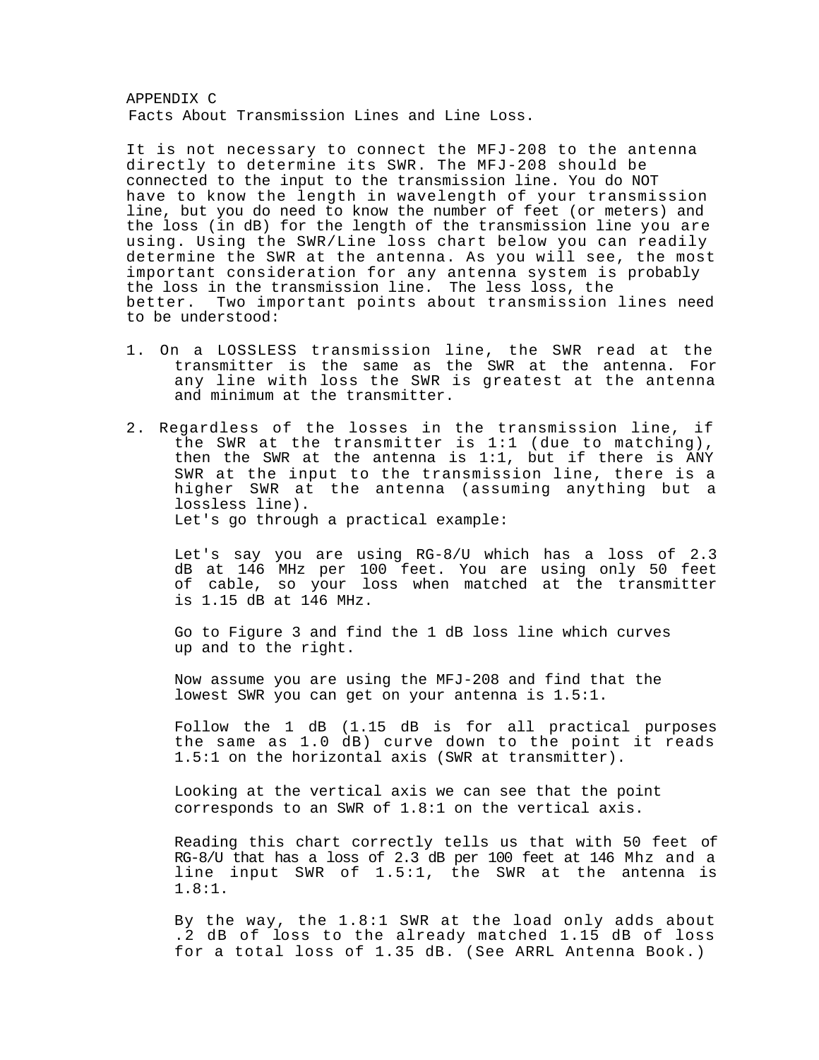# APPENDIX C

## Facts About Transmission Lines and Line Loss.

It is not necessary to connect the MFJ-208 to the antenna directly to determine its SWR. The MFJ-208 should be connected to the input to the transmission line. You do NOT have to know the length in wavelength of your transmission line, but you do need to know the number of feet (or meters) and the loss (in dB) for the length of the transmission line you are using. Using the SWR/Line loss chart below you can readily determine the SWR at the antenna. As you will see, the most important consideration for any antenna system is probably the loss in the transmission line. The less loss, the better. Two important points about transmission lines need to be understood:

1. On a LOSSLESS transmission line, the SWR read at the transmitter is the same as the SWR at the antenna. For any line with loss the SWR is greatest at the antenna and minimum at the transmitter.

2. Regardless of the losses in the transmission line, if the SWR at the transmitter is 1:1 (due to matching), then the SWR at the antenna is 1:1, but if there is ANY SWR at the input to the transmission line, there is a higher SWR at the antenna (assuming anything but a lossless line).

   Let's go through a practical example:

   Let's say you are using RG-8/U which has a loss of 2.3 dB at 146 MHz per 100 feet. You are using only 50 feet of cable, so your loss when matched at the transmitter is 1.15 dB at 146 MHz.

   Go to Figure 3 and find the 1 dB loss line which curves up and to the right.

   Now assume you are using the MFJ-208 and find that the lowest SWR you can get on your antenna is 1.5:1.

   Follow the 1 dB (1.15 dB is for all practical purposes the same as 1.0 dB) curve down to the point it reads 1.5:1 on the horizontal axis (SWR at transmitter).

   Looking at the vertical axis we can see that the point corresponds to an SWR of 1.8:1 on the vertical axis.

   Reading this chart correctly tells us that with 50 feet of RG-8/U that has a loss of 2.3 dB per 100 feet at 146 Mhz and a line input SWR of 1.5:1, the SWR at the antenna is 1.8:1.

   By the way, the 1.8:1 SWR at the load only adds about .2 dB of loss to the already matched 1.15 dB of loss for a total loss of 1.35 dB. (See ARRL Antenna Book.)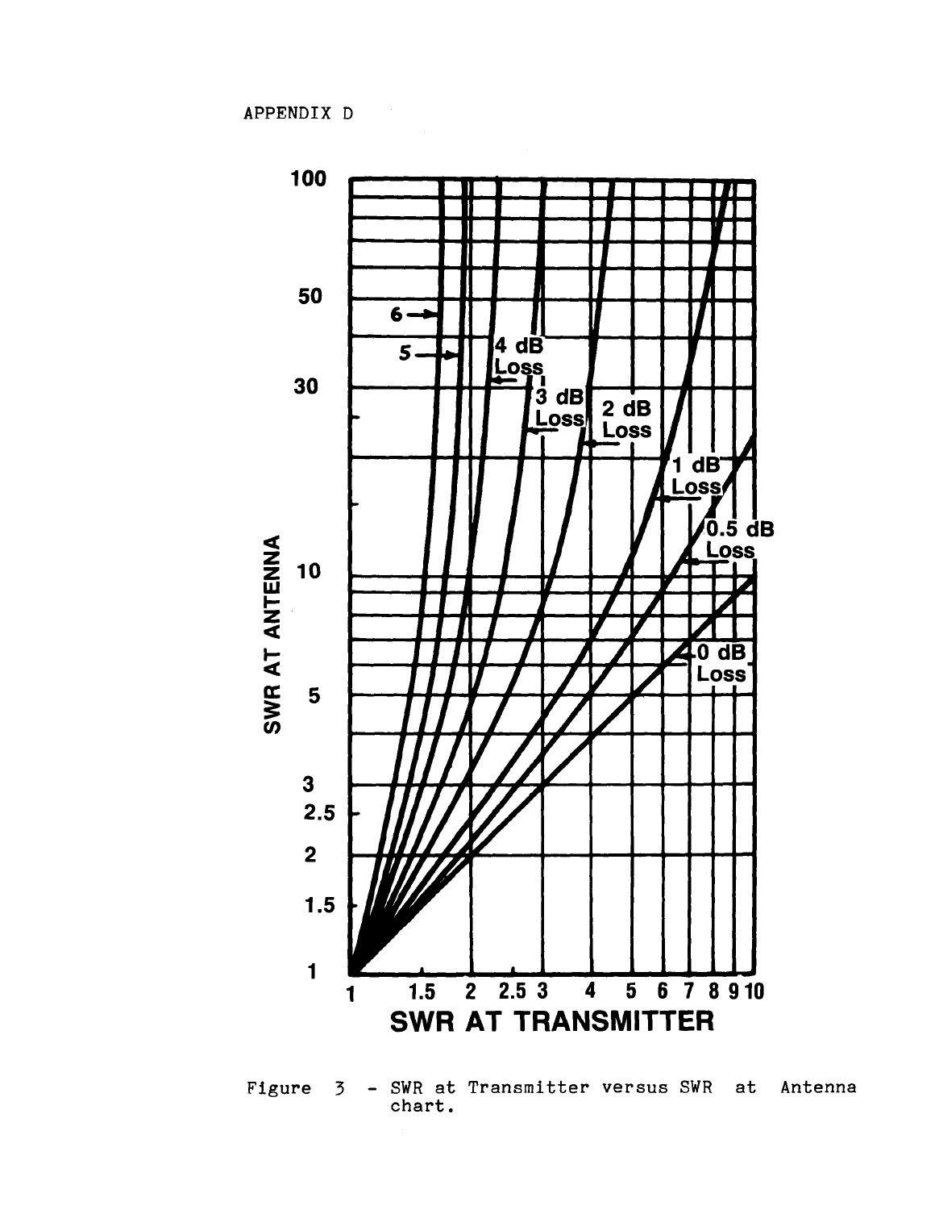APPENDIX D

SWR AT ANTENNA

100

50

30

10

5

3

2.5

2

1.5

1

6

5

4 dB Loss

3 dB Loss

2 dB Loss

1 dB Loss

0.5 dB Loss

0 dB Loss

1 1.5 2 2.5 3 4 5 6 7 8 9 10

SWR AT TRANSMITTER

Figure 3 - SWR at Transmitter versus SWR at Antenna chart.